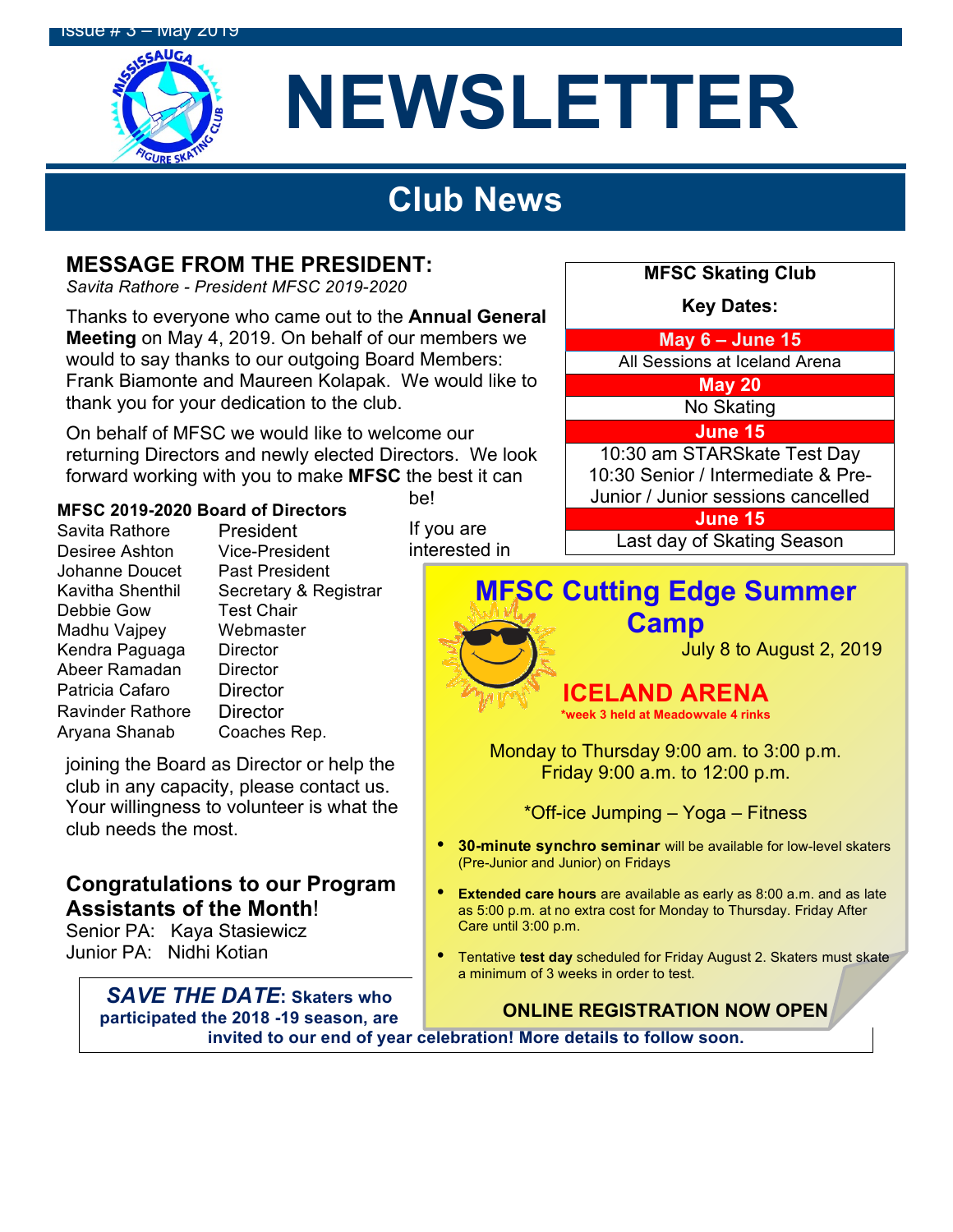Issue # 3 – May 2019

# NEWSLETTER

## Club News

### MESSAGE FROM THE PRESIDENT:

*Savita Rathore - President MFSC 2019-2020*

Thanks to everyone who came out to the **Annual General Meeting** on May 4, 2019. On behalf of our members we would to say thanks to our outgoing Board Members: Frank Biamonte and Maureen Kolapak. We would like to thank you for your dedication to the club.

On behalf of MFSC we would like to welcome our returning Directors and newly elected Directors. We look forward working with you to make **MFSC** the best it can be!

If you are interested in joining the Board as Director or help the club in any capacity, please contact us. Your willingness to volunteer is what the club needs the most.

**MFSC 2019-2020 Board of Directors**

| Name | Position |
|---|---|
| Savita Rathore | President |
| Desiree Ashton | Vice-President |
| Johanne Doucet | Past President |
| Kavitha Shenthil | Secretary & Registrar |
| Debbie Gow | Test Chair |
| Madhu Vajpey | Webmaster |
| Kendra Paguaga | Director |
| Abeer Ramadan | Director |
| Patricia Cafaro | Director |
| Ravinder Rathore | Director |
| Aryana Shanab | Coaches Rep. |

### Congratulations to our Program Assistants of the Month!

Senior PA: Kaya Stasiewicz
Junior PA: Nidhi Kotian

***SAVE THE DATE*: Skaters who participated the 2018 -19 season, are invited to our end of year celebration! More details to follow soon.**

**MFSC Skating Club**

**Key Dates:**

| Date | Event |
|---|---|
| **May 6 – June 15** | All Sessions at Iceland Arena |
| **May 20** | No Skating |
| **June 15** | 10:30 am STARSkate Test Day<br>10:30 Senior / Intermediate & Pre-Junior / Junior sessions cancelled |
| **June 15** | Last day of Skating Season |

## MFSC Cutting Edge Summer Camp

July 8 to August 2, 2019

**ICELAND ARENA**

***week 3 held at Meadowvale 4 rinks**

Monday to Thursday 9:00 am. to 3:00 p.m.
Friday 9:00 a.m. to 12:00 p.m.

*Off-ice Jumping – Yoga – Fitness

- **30-minute synchro seminar** will be available for low-level skaters (Pre-Junior and Junior) on Fridays
- **Extended care hours** are available as early as 8:00 a.m. and as late as 5:00 p.m. at no extra cost for Monday to Thursday. Friday After Care until 3:00 p.m.
- Tentative **test day** scheduled for Friday August 2. Skaters must skate a minimum of 3 weeks in order to test.

**ONLINE REGISTRATION NOW OPEN**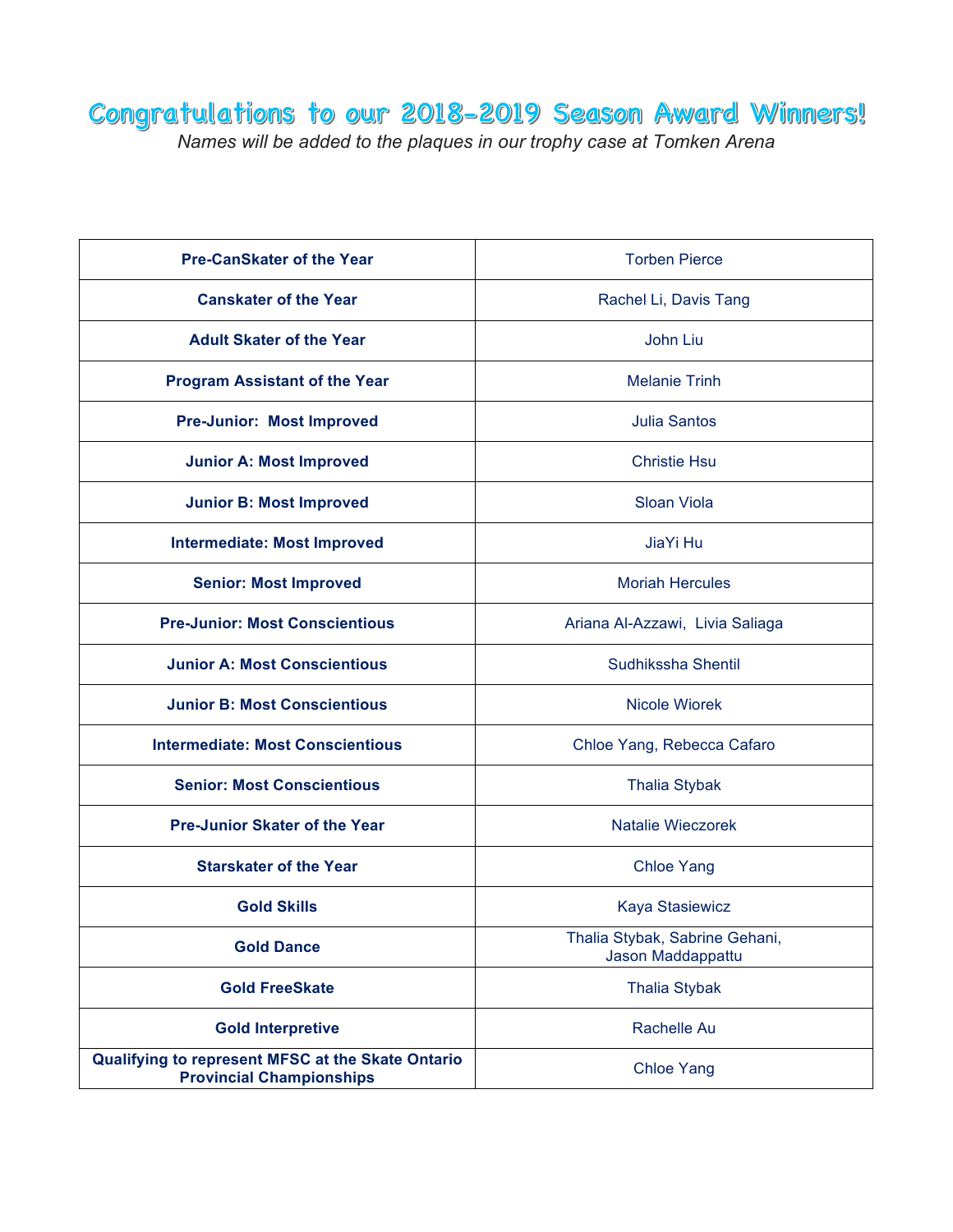# Congratulations to our 2018-2019 Season Award Winners!

*Names will be added to the plaques in our trophy case at Tomken Arena*

| | |
|---|---|
| **Pre-CanSkater of the Year** | Torben Pierce |
| **Canskater of the Year** | Rachel Li, Davis Tang |
| **Adult Skater of the Year** | John Liu |
| **Program Assistant of the Year** | Melanie Trinh |
| **Pre-Junior: Most Improved** | Julia Santos |
| **Junior A: Most Improved** | Christie Hsu |
| **Junior B: Most Improved** | Sloan Viola |
| **Intermediate: Most Improved** | JiaYi Hu |
| **Senior: Most Improved** | Moriah Hercules |
| **Pre-Junior: Most Conscientious** | Ariana Al-Azzawi, Livia Saliaga |
| **Junior A: Most Conscientious** | Sudhikssha Shentil |
| **Junior B: Most Conscientious** | Nicole Wiorek |
| **Intermediate: Most Conscientious** | Chloe Yang, Rebecca Cafaro |
| **Senior: Most Conscientious** | Thalia Stybak |
| **Pre-Junior Skater of the Year** | Natalie Wieczorek |
| **Starskater of the Year** | Chloe Yang |
| **Gold Skills** | Kaya Stasiewicz |
| **Gold Dance** | Thalia Stybak, Sabrine Gehani, Jason Maddappattu |
| **Gold FreeSkate** | Thalia Stybak |
| **Gold Interpretive** | Rachelle Au |
| **Qualifying to represent MFSC at the Skate Ontario Provincial Championships** | Chloe Yang |